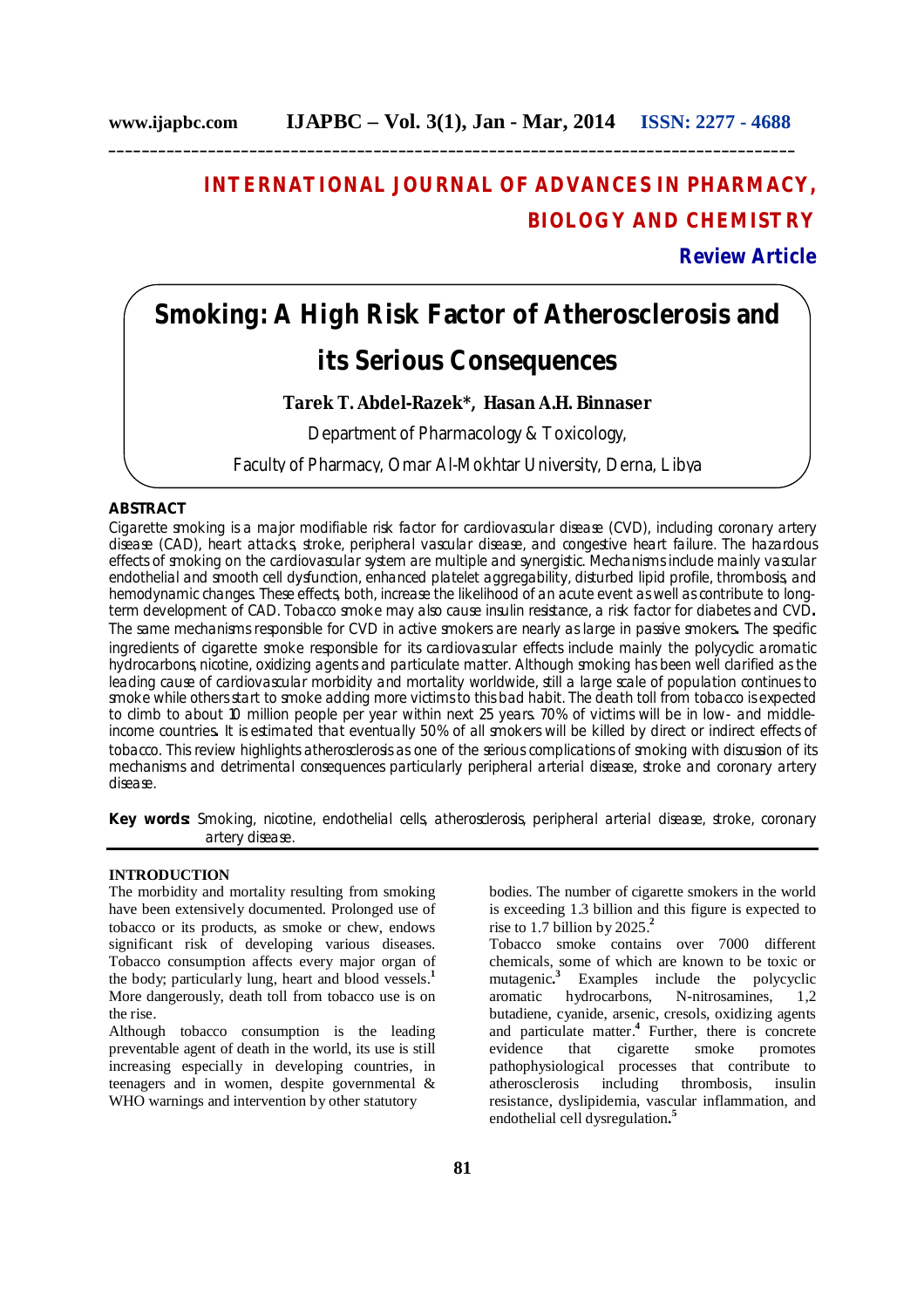# INTERNATIONAL JOURNAL OF ADVANCES IN PHARMACY, BIOLOGY AND CHEMISTRY

**Review Article**

# Smoking: A High Risk Factor of Atherosclerosis and its Serious Consequences

**Tarek T. Abdel-Razek\*, Hasan A.H. Binnaser**

Department of Pharmacology & Toxicology,

Faculty of Pharmacy, Omar Al-Mokhtar University, Derna, Libya

## ABSTRACT

Cigarette smoking is a major modifiable risk factor for cardiovascular disease (CVD), including coronary artery disease (CAD), heart attacks, stroke, peripheral vascular disease, and congestive heart failure. The hazardous effects of smoking on the cardiovascular system are multiple and synergistic. Mechanisms include mainly vascular endothelial and smooth cell dysfunction, enhanced platelet aggregability, disturbed lipid profile, thrombosis, and hemodynamic changes. These effects, both, increase the likelihood of an acute event as well as contribute to long-term development of CAD. Tobacco smoke may also cause insulin resistance, a risk factor for diabetes and CVD**.** The same mechanisms responsible for CVD in active smokers are nearly as large in passive smokers**.** The specific ingredients of cigarette smoke responsible for its cardiovascular effects include mainly the polycyclic aromatic hydrocarbons, nicotine, oxidizing agents and particulate matter. Although smoking has been well clarified as the leading cause of cardiovascular morbidity and mortality worldwide, still a large scale of population continues to smoke while others start to smoke adding more victims to this bad habit. The death toll from tobacco is expected to climb to about 10 million people per year within next 25 years. 70% of victims will be in low- and middle-income countries**.** It is estimated that eventually 50% of all smokers will be killed by direct or indirect effects of tobacco. This review highlights atherosclerosis as one of the serious complications of smoking with discussion of its mechanisms and detrimental consequences particularly peripheral arterial disease, stroke and coronary artery disease.

**Key words:** Smoking, nicotine, endothelial cells, atherosclerosis, peripheral arterial disease, stroke, coronary artery disease.

## INTRODUCTION

The morbidity and mortality resulting from smoking have been extensively documented. Prolonged use of tobacco or its products, as smoke or chew, endows significant risk of developing various diseases. Tobacco consumption affects every major organ of the body; particularly lung, heart and blood vessels.[1] More dangerously, death toll from tobacco use is on the rise.

Although tobacco consumption is the leading preventable agent of death in the world, its use is still increasing especially in developing countries, in teenagers and in women, despite governmental & WHO warnings and intervention by other statutory bodies. The number of cigarette smokers in the world is exceeding 1.3 billion and this figure is expected to rise to 1.7 billion by 2025.[2]

Tobacco smoke contains over 7000 different chemicals, some of which are known to be toxic or mutagenic**.**[3] Examples include the polycyclic aromatic hydrocarbons, N-nitrosamines, 1,2 butadiene, cyanide, arsenic, cresols, oxidizing agents and particulate matter.[4] Further, there is concrete evidence that cigarette smoke promotes pathophysiological processes that contribute to atherosclerosis including thrombosis, insulin resistance, dyslipidemia, vascular inflammation, and endothelial cell dysregulation**.**[5]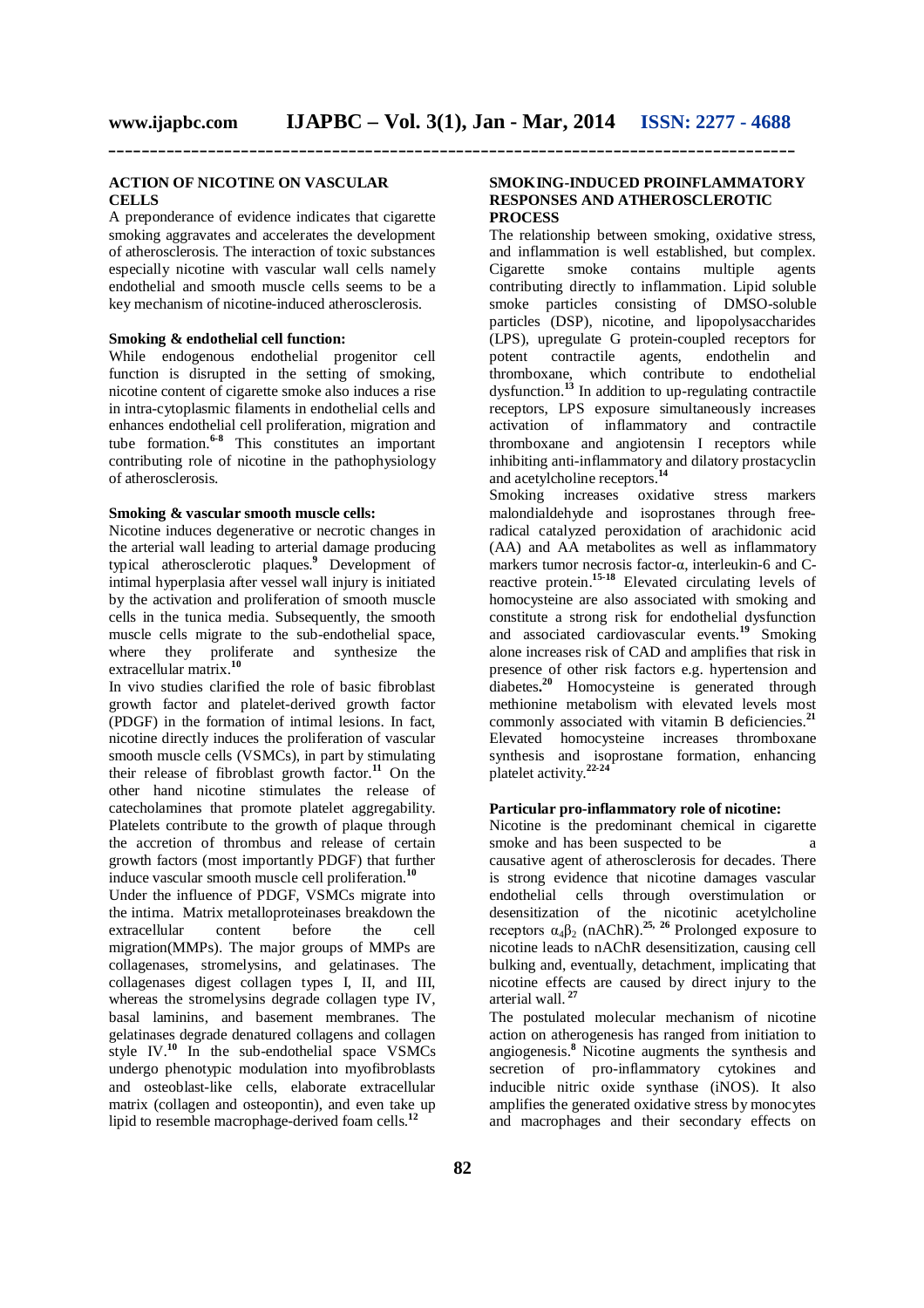## ACTION OF NICOTINE ON VASCULAR CELLS

A preponderance of evidence indicates that cigarette smoking aggravates and accelerates the development of atherosclerosis. The interaction of toxic substances especially nicotine with vascular wall cells namely endothelial and smooth muscle cells seems to be a key mechanism of nicotine-induced atherosclerosis.

### Smoking & endothelial cell function:

While endogenous endothelial progenitor cell function is disrupted in the setting of smoking, nicotine content of cigarette smoke also induces a rise in intra-cytoplasmic filaments in endothelial cells and enhances endothelial cell proliferation, migration and tube formation.[6-8] This constitutes an important contributing role of nicotine in the pathophysiology of atherosclerosis.

### Smoking & vascular smooth muscle cells:

Nicotine induces degenerative or necrotic changes in the arterial wall leading to arterial damage producing typical atherosclerotic plaques.[9] Development of intimal hyperplasia after vessel wall injury is initiated by the activation and proliferation of smooth muscle cells in the tunica media. Subsequently, the smooth muscle cells migrate to the sub-endothelial space, where they proliferate and synthesize the extracellular matrix.[10]

In vivo studies clarified the role of basic fibroblast growth factor and platelet-derived growth factor (PDGF) in the formation of intimal lesions. In fact, nicotine directly induces the proliferation of vascular smooth muscle cells (VSMCs), in part by stimulating their release of fibroblast growth factor.[11] On the other hand nicotine stimulates the release of catecholamines that promote platelet aggregability. Platelets contribute to the growth of plaque through the accretion of thrombus and release of certain growth factors (most importantly PDGF) that further induce vascular smooth muscle cell proliferation.[10]

Under the influence of PDGF, VSMCs migrate into the intima. Matrix metalloproteinases breakdown the extracellular content before the cell migration(MMPs). The major groups of MMPs are collagenases, stromelysins, and gelatinases. The collagenases digest collagen types I, II, and III, whereas the stromelysins degrade collagen type IV, basal laminins, and basement membranes. The gelatinases degrade denatured collagens and collagen style IV.[10] In the sub-endothelial space VSMCs undergo phenotypic modulation into myofibroblasts and osteoblast-like cells, elaborate extracellular matrix (collagen and osteopontin), and even take up lipid to resemble macrophage-derived foam cells.[12]

## SMOKING-INDUCED PROINFLAMMATORY RESPONSES AND ATHEROSCLEROTIC PROCESS

The relationship between smoking, oxidative stress, and inflammation is well established, but complex. Cigarette smoke contains multiple agents contributing directly to inflammation. Lipid soluble smoke particles consisting of DMSO-soluble particles (DSP), nicotine, and lipopolysaccharides (LPS), upregulate G protein-coupled receptors for potent contractile agents, endothelin and thromboxane, which contribute to endothelial dysfunction.[13] In addition to up-regulating contractile receptors, LPS exposure simultaneously increases activation of inflammatory and contractile thromboxane and angiotensin I receptors while inhibiting anti-inflammatory and dilatory prostacyclin and acetylcholine receptors.[14]

Smoking increases oxidative stress markers malondialdehyde and isoprostanes through free-radical catalyzed peroxidation of arachidonic acid (AA) and AA metabolites as well as inflammatory markers tumor necrosis factor-α, interleukin-6 and C-reactive protein.[15-18] Elevated circulating levels of homocysteine are also associated with smoking and constitute a strong risk for endothelial dysfunction and associated cardiovascular events.[19] Smoking alone increases risk of CAD and amplifies that risk in presence of other risk factors e.g. hypertension and diabetes**.**[20] Homocysteine is generated through methionine metabolism with elevated levels most commonly associated with vitamin B deficiencies.[21] Elevated homocysteine increases thromboxane synthesis and isoprostane formation, enhancing platelet activity.[22-24]

### Particular pro-inflammatory role of nicotine:

Nicotine is the predominant chemical in cigarette smoke and has been suspected to be a causative agent of atherosclerosis for decades. There is strong evidence that nicotine damages vascular endothelial cells through overstimulation or desensitization of the nicotinic acetylcholine receptors $\alpha_4\beta_2$ (nAChR).[25, 26] Prolonged exposure to nicotine leads to nAChR desensitization, causing cell bulking and, eventually, detachment, implicating that nicotine effects are caused by direct injury to the arterial wall.[27]

The postulated molecular mechanism of nicotine action on atherogenesis has ranged from initiation to angiogenesis.[8] Nicotine augments the synthesis and secretion of pro-inflammatory cytokines and inducible nitric oxide synthase (iNOS). It also amplifies the generated oxidative stress by monocytes and macrophages and their secondary effects on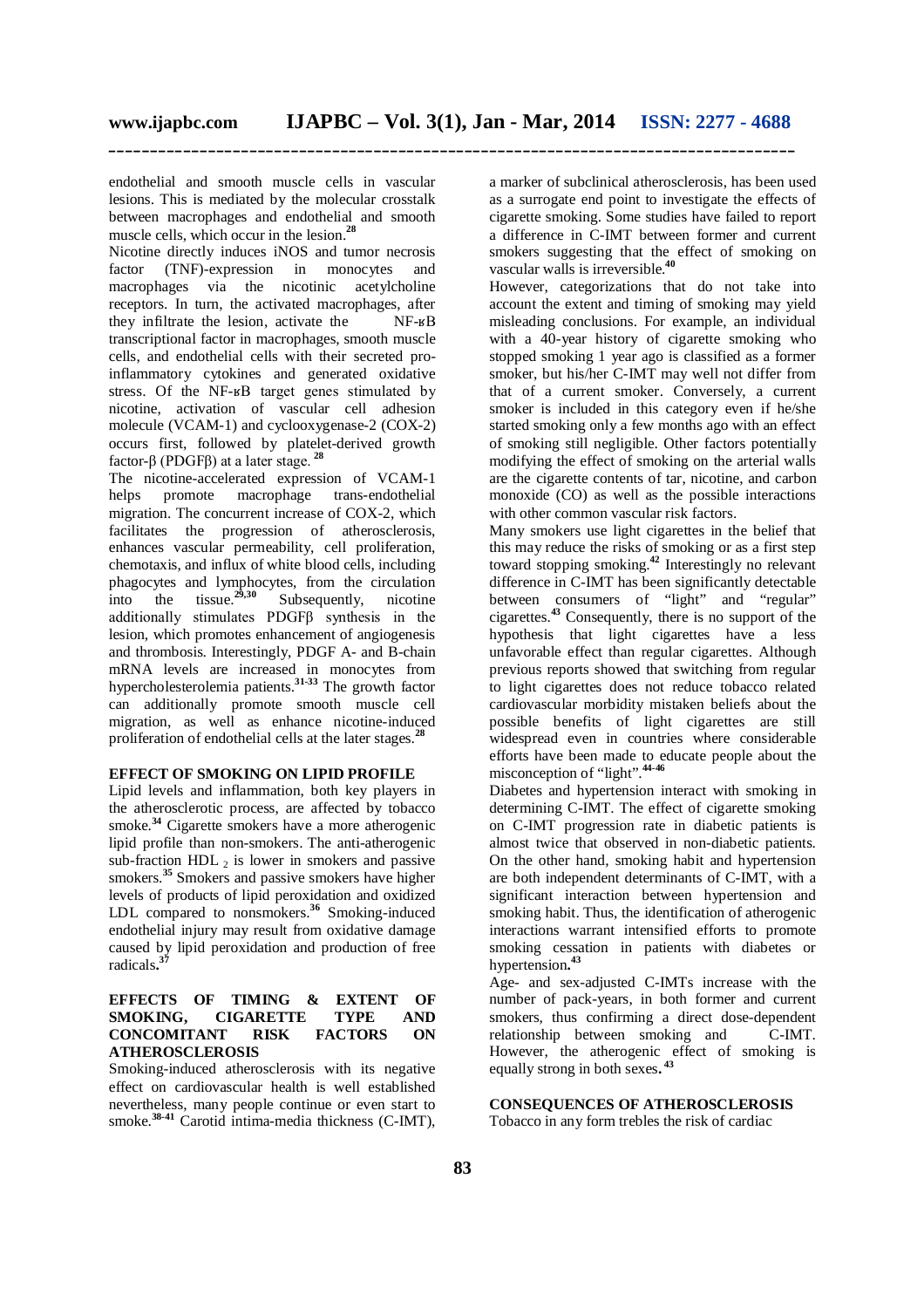endothelial and smooth muscle cells in vascular lesions. This is mediated by the molecular crosstalk between macrophages and endothelial and smooth muscle cells, which occur in the lesion.[28]

Nicotine directly induces iNOS and tumor necrosis factor (TNF)-expression in monocytes and macrophages via the nicotinic acetylcholine receptors. In turn, the activated macrophages, after they infiltrate the lesion, activate the NF-κB transcriptional factor in macrophages, smooth muscle cells, and endothelial cells with their secreted pro-inflammatory cytokines and generated oxidative stress. Of the NF-κB target genes stimulated by nicotine, activation of vascular cell adhesion molecule (VCAM-1) and cyclooxygenase-2 (COX-2) occurs first, followed by platelet-derived growth factor-β (PDGFβ) at a later stage.[28]

The nicotine-accelerated expression of VCAM-1 helps promote macrophage trans-endothelial migration. The concurrent increase of COX-2, which facilitates the progression of atherosclerosis, enhances vascular permeability, cell proliferation, chemotaxis, and influx of white blood cells, including phagocytes and lymphocytes, from the circulation into the tissue.[29,30] Subsequently, nicotine additionally stimulates PDGFβ synthesis in the lesion, which promotes enhancement of angiogenesis and thrombosis. Interestingly, PDGF A- and B-chain mRNA levels are increased in monocytes from hypercholesterolemia patients.[31-33] The growth factor can additionally promote smooth muscle cell migration, as well as enhance nicotine-induced proliferation of endothelial cells at the later stages.[28]

## EFFECT OF SMOKING ON LIPID PROFILE

Lipid levels and inflammation, both key players in the atherosclerotic process, are affected by tobacco smoke.[34] Cigarette smokers have a more atherogenic lipid profile than non-smokers. The anti-atherogenic sub-fraction $HDL_2$ is lower in smokers and passive smokers.[35] Smokers and passive smokers have higher levels of products of lipid peroxidation and oxidized LDL compared to nonsmokers.[36] Smoking-induced endothelial injury may result from oxidative damage caused by lipid peroxidation and production of free radicals.[37]

## EFFECTS OF TIMING & EXTENT OF SMOKING, CIGARETTE TYPE AND CONCOMITANT RISK FACTORS ON ATHEROSCLEROSIS

Smoking-induced atherosclerosis with its negative effect on cardiovascular health is well established nevertheless, many people continue or even start to smoke.[38-41] Carotid intima-media thickness (C-IMT), a marker of subclinical atherosclerosis, has been used as a surrogate end point to investigate the effects of cigarette smoking. Some studies have failed to report a difference in C-IMT between former and current smokers suggesting that the effect of smoking on vascular walls is irreversible.[40]

However, categorizations that do not take into account the extent and timing of smoking may yield misleading conclusions. For example, an individual with a 40-year history of cigarette smoking who stopped smoking 1 year ago is classified as a former smoker, but his/her C-IMT may well not differ from that of a current smoker. Conversely, a current smoker is included in this category even if he/she started smoking only a few months ago with an effect of smoking still negligible. Other factors potentially modifying the effect of smoking on the arterial walls are the cigarette contents of tar, nicotine, and carbon monoxide (CO) as well as the possible interactions with other common vascular risk factors.

Many smokers use light cigarettes in the belief that this may reduce the risks of smoking or as a first step toward stopping smoking.[42] Interestingly no relevant difference in C-IMT has been significantly detectable between consumers of "light" and "regular" cigarettes.[43] Consequently, there is no support of the hypothesis that light cigarettes have a less unfavorable effect than regular cigarettes. Although previous reports showed that switching from regular to light cigarettes does not reduce tobacco related cardiovascular morbidity mistaken beliefs about the possible benefits of light cigarettes are still widespread even in countries where considerable efforts have been made to educate people about the misconception of "light".[44-46]

Diabetes and hypertension interact with smoking in determining C-IMT. The effect of cigarette smoking on C-IMT progression rate in diabetic patients is almost twice that observed in non-diabetic patients. On the other hand, smoking habit and hypertension are both independent determinants of C-IMT, with a significant interaction between hypertension and smoking habit. Thus, the identification of atherogenic interactions warrant intensified efforts to promote smoking cessation in patients with diabetes or hypertension.[43]

Age- and sex-adjusted C-IMTs increase with the number of pack-years, in both former and current smokers, thus confirming a direct dose-dependent relationship between smoking and C-IMT. However, the atherogenic effect of smoking is equally strong in both sexes.[43]

## CONSEQUENCES OF ATHEROSCLEROSIS

Tobacco in any form trebles the risk of cardiac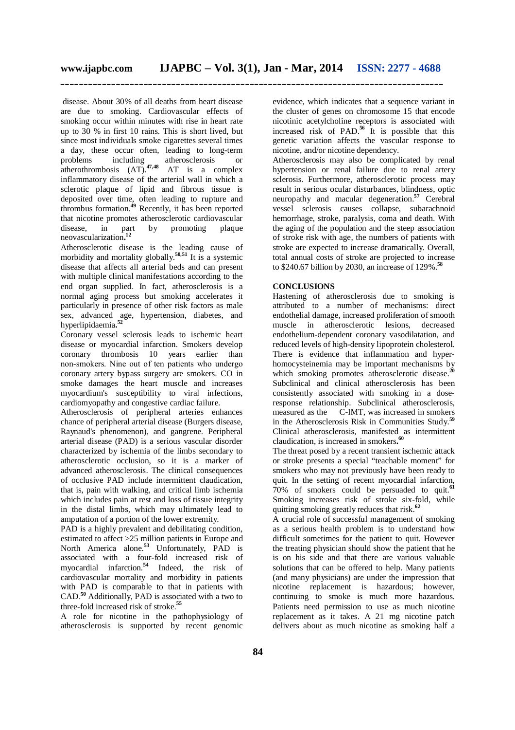disease. About 30% of all deaths from heart disease are due to smoking. Cardiovascular effects of smoking occur within minutes with rise in heart rate up to 30 % in first 10 rains. This is short lived, but since most individuals smoke cigarettes several times a day, these occur often, leading to long-term problems including atherosclerosis or atherothrombosis (AT).[47,48] AT is a complex inflammatory disease of the arterial wall in which a sclerotic plaque of lipid and fibrous tissue is deposited over time, often leading to rupture and thrombus formation.[49] Recently, it has been reported that nicotine promotes atherosclerotic cardiovascular disease, in part by promoting plaque neovascularization.[12]

Atherosclerotic disease is the leading cause of morbidity and mortality globally.[50,51] It is a systemic disease that affects all arterial beds and can present with multiple clinical manifestations according to the end organ supplied. In fact, atherosclerosis is a normal aging process but smoking accelerates it particularly in presence of other risk factors as male sex, advanced age, hypertension, diabetes, and hyperlipidaemia.[52]

Coronary vessel sclerosis leads to ischemic heart disease or myocardial infarction. Smokers develop coronary thrombosis 10 years earlier than non-smokers. Nine out of ten patients who undergo coronary artery bypass surgery are smokers. CO in smoke damages the heart muscle and increases myocardium's susceptibility to viral infections, cardiomyopathy and congestive cardiac failure.

Atherosclerosis of peripheral arteries enhances chance of peripheral arterial disease (Burgers disease, Raynaud's phenomenon), and gangrene. Peripheral arterial disease (PAD) is a serious vascular disorder characterized by ischemia of the limbs secondary to atherosclerotic occlusion, so it is a marker of advanced atherosclerosis. The clinical consequences of occlusive PAD include intermittent claudication, that is, pain with walking, and critical limb ischemia which includes pain at rest and loss of tissue integrity in the distal limbs, which may ultimately lead to amputation of a portion of the lower extremity.

PAD is a highly prevalent and debilitating condition, estimated to affect >25 million patients in Europe and North America alone.[53] Unfortunately, PAD is associated with a four-fold increased risk of myocardial infarction.[54] Indeed, the risk of cardiovascular mortality and morbidity in patients with PAD is comparable to that in patients with CAD.[50] Additionally, PAD is associated with a two to three-fold increased risk of stroke.[55]

A role for nicotine in the pathophysiology of atherosclerosis is supported by recent genomic evidence, which indicates that a sequence variant in the cluster of genes on chromosome 15 that encode nicotinic acetylcholine receptors is associated with increased risk of PAD.[56] It is possible that this genetic variation affects the vascular response to nicotine, and/or nicotine dependency.

Atherosclerosis may also be complicated by renal hypertension or renal failure due to renal artery sclerosis. Furthermore, atherosclerotic process may result in serious ocular disturbances, blindness, optic neuropathy and macular degeneration.[57] Cerebral vessel sclerosis causes collapse, subarachnoid hemorrhage, stroke, paralysis, coma and death. With the aging of the population and the steep association of stroke risk with age, the numbers of patients with stroke are expected to increase dramatically. Overall, total annual costs of stroke are projected to increase to $240.67 billion by 2030, an increase of 129%.[58]

## CONCLUSIONS

Hastening of atherosclerosis due to smoking is attributed to a number of mechanisms: direct endothelial damage, increased proliferation of smooth muscle in atherosclerotic lesions, decreased endothelium-dependent coronary vasodilatation, and reduced levels of high-density lipoprotein cholesterol. There is evidence that inflammation and hyper-homocysteinemia may be important mechanisms by which smoking promotes atherosclerotic disease.[20] Subclinical and clinical atherosclerosis has been consistently associated with smoking in a dose-response relationship. Subclinical atherosclerosis, measured as the C-IMT, was increased in smokers in the Atherosclerosis Risk in Communities Study.[59] Clinical atherosclerosis, manifested as intermittent claudication, is increased in smokers.[60]

The threat posed by a recent transient ischemic attack or stroke presents a special "teachable moment" for smokers who may not previously have been ready to quit. In the setting of recent myocardial infarction, 70% of smokers could be persuaded to quit.[61] Smoking increases risk of stroke six-fold, while quitting smoking greatly reduces that risk.[62]

A crucial role of successful management of smoking as a serious health problem is to understand how difficult sometimes for the patient to quit. However the treating physician should show the patient that he is on his side and that there are various valuable solutions that can be offered to help. Many patients (and many physicians) are under the impression that nicotine replacement is hazardous; however, continuing to smoke is much more hazardous. Patients need permission to use as much nicotine replacement as it takes. A 21 mg nicotine patch delivers about as much nicotine as smoking half a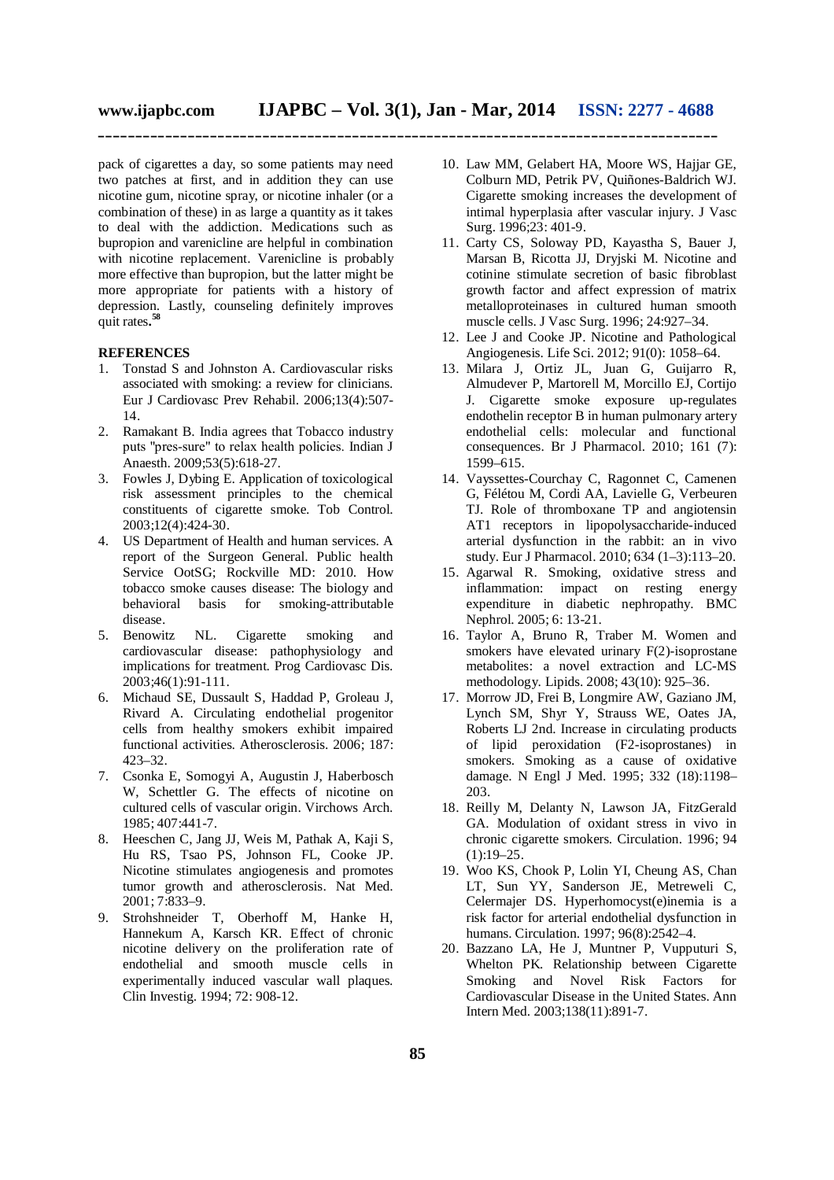pack of cigarettes a day, so some patients may need two patches at first, and in addition they can use nicotine gum, nicotine spray, or nicotine inhaler (or a combination of these) in as large a quantity as it takes to deal with the addiction. Medications such as bupropion and varenicline are helpful in combination with nicotine replacement. Varenicline is probably more effective than bupropion, but the latter might be more appropriate for patients with a history of depression. Lastly, counseling definitely improves quit rates.[58]

## REFERENCES

1. Tonstad S and Johnston A. Cardiovascular risks associated with smoking: a review for clinicians. Eur J Cardiovasc Prev Rehabil. 2006;13(4):507-14.
2. Ramakant B. India agrees that Tobacco industry puts "pres-sure" to relax health policies. Indian J Anaesth. 2009;53(5):618-27.
3. Fowles J, Dybing E. Application of toxicological risk assessment principles to the chemical constituents of cigarette smoke. Tob Control. 2003;12(4):424-30.
4. US Department of Health and human services. A report of the Surgeon General. Public health Service OotSG; Rockville MD: 2010. How tobacco smoke causes disease: The biology and behavioral basis for smoking-attributable disease.
5. Benowitz NL. Cigarette smoking and cardiovascular disease: pathophysiology and implications for treatment. Prog Cardiovasc Dis. 2003;46(1):91-111.
6. Michaud SE, Dussault S, Haddad P, Groleau J, Rivard A. Circulating endothelial progenitor cells from healthy smokers exhibit impaired functional activities. Atherosclerosis. 2006; 187: 423–32.
7. Csonka E, Somogyi A, Augustin J, Haberbosch W, Schettler G. The effects of nicotine on cultured cells of vascular origin. Virchows Arch. 1985; 407:441-7.
8. Heeschen C, Jang JJ, Weis M, Pathak A, Kaji S, Hu RS, Tsao PS, Johnson FL, Cooke JP. Nicotine stimulates angiogenesis and promotes tumor growth and atherosclerosis. Nat Med. 2001; 7:833–9.
9. Strohshneider T, Oberhoff M, Hanke H, Hannekum A, Karsch KR. Effect of chronic nicotine delivery on the proliferation rate of endothelial and smooth muscle cells in experimentally induced vascular wall plaques. Clin Investig. 1994; 72: 908-12.
10. Law MM, Gelabert HA, Moore WS, Hajjar GE, Colburn MD, Petrik PV, Quiñones-Baldrich WJ. Cigarette smoking increases the development of intimal hyperplasia after vascular injury. J Vasc Surg. 1996;23: 401-9.
11. Carty CS, Soloway PD, Kayastha S, Bauer J, Marsan B, Ricotta JJ, Dryjski M. Nicotine and cotinine stimulate secretion of basic fibroblast growth factor and affect expression of matrix metalloproteinases in cultured human smooth muscle cells. J Vasc Surg. 1996; 24:927–34.
12. Lee J and Cooke JP. Nicotine and Pathological Angiogenesis. Life Sci. 2012; 91(0): 1058–64.
13. Milara J, Ortiz JL, Juan G, Guijarro R, Almudever P, Martorell M, Morcillo EJ, Cortijo J. Cigarette smoke exposure up-regulates endothelin receptor B in human pulmonary artery endothelial cells: molecular and functional consequences. Br J Pharmacol. 2010; 161 (7): 1599–615.
14. Vayssettes-Courchay C, Ragonnet C, Camenen G, Félétou M, Cordi AA, Lavielle G, Verbeuren TJ. Role of thromboxane TP and angiotensin AT1 receptors in lipopolysaccharide-induced arterial dysfunction in the rabbit: an in vivo study. Eur J Pharmacol. 2010; 634 (1–3):113–20.
15. Agarwal R. Smoking, oxidative stress and inflammation: impact on resting energy expenditure in diabetic nephropathy. BMC Nephrol. 2005; 6: 13-21.
16. Taylor A, Bruno R, Traber M. Women and smokers have elevated urinary F(2)-isoprostane metabolites: a novel extraction and LC-MS methodology. Lipids. 2008; 43(10): 925–36.
17. Morrow JD, Frei B, Longmire AW, Gaziano JM, Lynch SM, Shyr Y, Strauss WE, Oates JA, Roberts LJ 2nd. Increase in circulating products of lipid peroxidation (F2-isoprostanes) in smokers. Smoking as a cause of oxidative damage. N Engl J Med. 1995; 332 (18):1198–203.
18. Reilly M, Delanty N, Lawson JA, FitzGerald GA. Modulation of oxidant stress in vivo in chronic cigarette smokers. Circulation. 1996; 94 (1):19–25.
19. Woo KS, Chook P, Lolin YI, Cheung AS, Chan LT, Sun YY, Sanderson JE, Metreweli C, Celermajer DS. Hyperhomocyst(e)inemia is a risk factor for arterial endothelial dysfunction in humans. Circulation. 1997; 96(8):2542–4.
20. Bazzano LA, He J, Muntner P, Vupputuri S, Whelton PK. Relationship between Cigarette Smoking and Novel Risk Factors for Cardiovascular Disease in the United States. Ann Intern Med. 2003;138(11):891-7.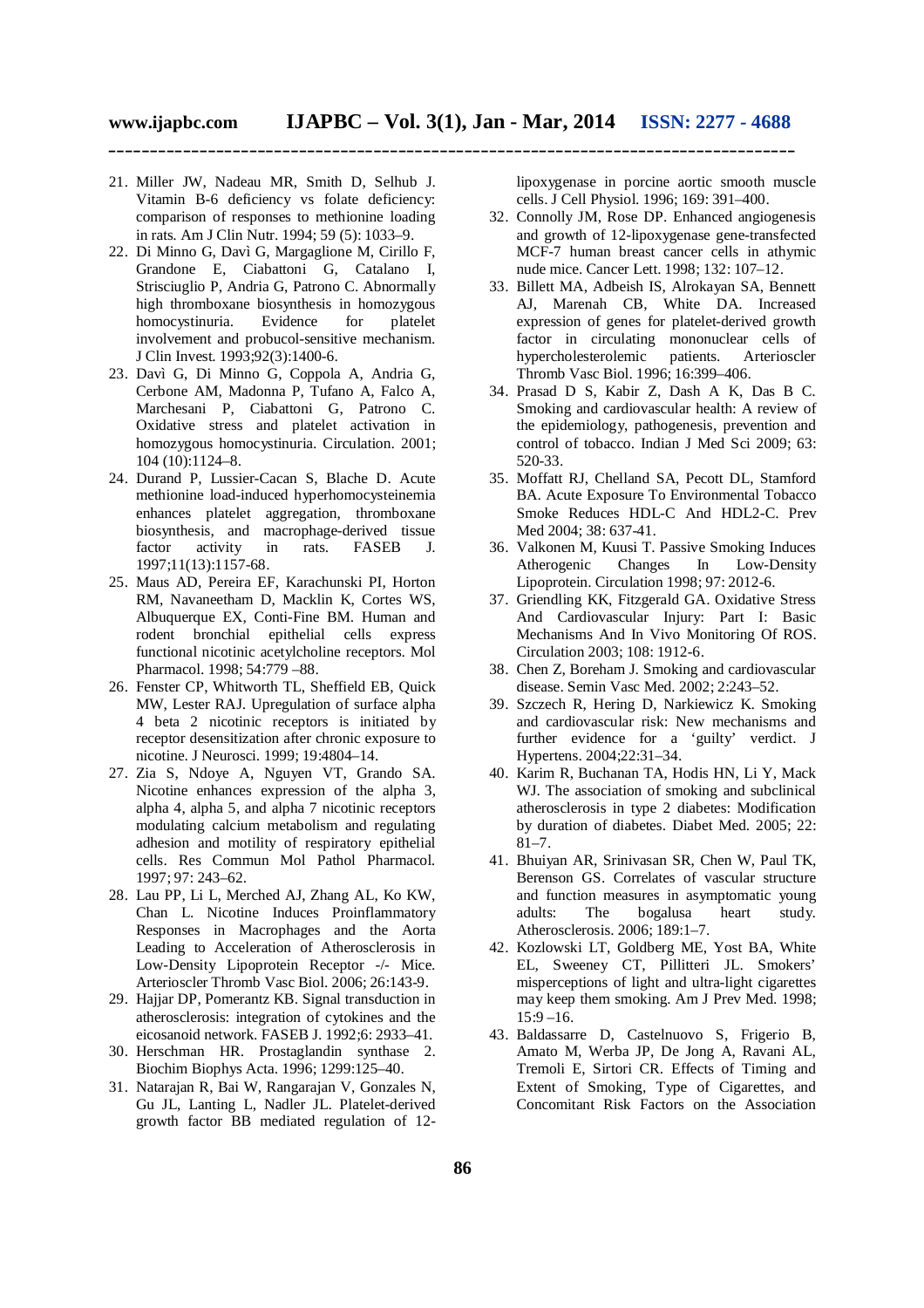21. Miller JW, Nadeau MR, Smith D, Selhub J. Vitamin B-6 deficiency vs folate deficiency: comparison of responses to methionine loading in rats. Am J Clin Nutr. 1994; 59 (5): 1033–9.
22. Di Minno G, Davì G, Margaglione M, Cirillo F, Grandone E, Ciabattoni G, Catalano I, Strisciuglio P, Andria G, Patrono C. Abnormally high thromboxane biosynthesis in homozygous homocystinuria. Evidence for platelet involvement and probucol-sensitive mechanism. J Clin Invest. 1993;92(3):1400-6.
23. Davì G, Di Minno G, Coppola A, Andria G, Cerbone AM, Madonna P, Tufano A, Falco A, Marchesani P, Ciabattoni G, Patrono C. Oxidative stress and platelet activation in homozygous homocystinuria. Circulation. 2001; 104 (10):1124–8.
24. Durand P, Lussier-Cacan S, Blache D. Acute methionine load-induced hyperhomocysteinemia enhances platelet aggregation, thromboxane biosynthesis, and macrophage-derived tissue factor activity in rats. FASEB J. 1997;11(13):1157-68.
25. Maus AD, Pereira EF, Karachunski PI, Horton RM, Navaneetham D, Macklin K, Cortes WS, Albuquerque EX, Conti-Fine BM. Human and rodent bronchial epithelial cells express functional nicotinic acetylcholine receptors. Mol Pharmacol. 1998; 54:779 –88.
26. Fenster CP, Whitworth TL, Sheffield EB, Quick MW, Lester RAJ. Upregulation of surface alpha 4 beta 2 nicotinic receptors is initiated by receptor desensitization after chronic exposure to nicotine. J Neurosci. 1999; 19:4804–14.
27. Zia S, Ndoye A, Nguyen VT, Grando SA. Nicotine enhances expression of the alpha 3, alpha 4, alpha 5, and alpha 7 nicotinic receptors modulating calcium metabolism and regulating adhesion and motility of respiratory epithelial cells. Res Commun Mol Pathol Pharmacol. 1997; 97: 243–62.
28. Lau PP, Li L, Merched AJ, Zhang AL, Ko KW, Chan L. Nicotine Induces Proinflammatory Responses in Macrophages and the Aorta Leading to Acceleration of Atherosclerosis in Low-Density Lipoprotein Receptor -/- Mice. Arterioscler Thromb Vasc Biol. 2006; 26:143-9.
29. Hajjar DP, Pomerantz KB. Signal transduction in atherosclerosis: integration of cytokines and the eicosanoid network. FASEB J. 1992;6: 2933–41.
30. Herschman HR. Prostaglandin synthase 2. Biochim Biophys Acta. 1996; 1299:125–40.
31. Natarajan R, Bai W, Rangarajan V, Gonzales N, Gu JL, Lanting L, Nadler JL. Platelet-derived growth factor BB mediated regulation of 12-lipoxygenase in porcine aortic smooth muscle cells. J Cell Physiol. 1996; 169: 391–400.
32. Connolly JM, Rose DP. Enhanced angiogenesis and growth of 12-lipoxygenase gene-transfected MCF-7 human breast cancer cells in athymic nude mice. Cancer Lett. 1998; 132: 107–12.
33. Billett MA, Adbeish IS, Alrokayan SA, Bennett AJ, Marenah CB, White DA. Increased expression of genes for platelet-derived growth factor in circulating mononuclear cells of hypercholesterolemic patients. Arterioscler Thromb Vasc Biol. 1996; 16:399–406.
34. Prasad D S, Kabir Z, Dash A K, Das B C. Smoking and cardiovascular health: A review of the epidemiology, pathogenesis, prevention and control of tobacco. Indian J Med Sci 2009; 63: 520-33.
35. Moffatt RJ, Chelland SA, Pecott DL, Stamford BA. Acute Exposure To Environmental Tobacco Smoke Reduces HDL-C And HDL2-C. Prev Med 2004; 38: 637-41.
36. Valkonen M, Kuusi T. Passive Smoking Induces Atherogenic Changes In Low-Density Lipoprotein. Circulation 1998; 97: 2012-6.
37. Griendling KK, Fitzgerald GA. Oxidative Stress And Cardiovascular Injury: Part I: Basic Mechanisms And In Vivo Monitoring Of ROS. Circulation 2003; 108: 1912-6.
38. Chen Z, Boreham J. Smoking and cardiovascular disease. Semin Vasc Med. 2002; 2:243–52.
39. Szczech R, Hering D, Narkiewicz K. Smoking and cardiovascular risk: New mechanisms and further evidence for a 'guilty' verdict. J Hypertens. 2004;22:31–34.
40. Karim R, Buchanan TA, Hodis HN, Li Y, Mack WJ. The association of smoking and subclinical atherosclerosis in type 2 diabetes: Modification by duration of diabetes. Diabet Med. 2005; 22: 81–7.
41. Bhuiyan AR, Srinivasan SR, Chen W, Paul TK, Berenson GS. Correlates of vascular structure and function measures in asymptomatic young adults: The bogalusa heart study. Atherosclerosis. 2006; 189:1–7.
42. Kozlowski LT, Goldberg ME, Yost BA, White EL, Sweeney CT, Pillitteri JL. Smokers' misperceptions of light and ultra-light cigarettes may keep them smoking. Am J Prev Med. 1998; 15:9 –16.
43. Baldassarre D, Castelnuovo S, Frigerio B, Amato M, Werba JP, De Jong A, Ravani AL, Tremoli E, Sirtori CR. Effects of Timing and Extent of Smoking, Type of Cigarettes, and Concomitant Risk Factors on the Association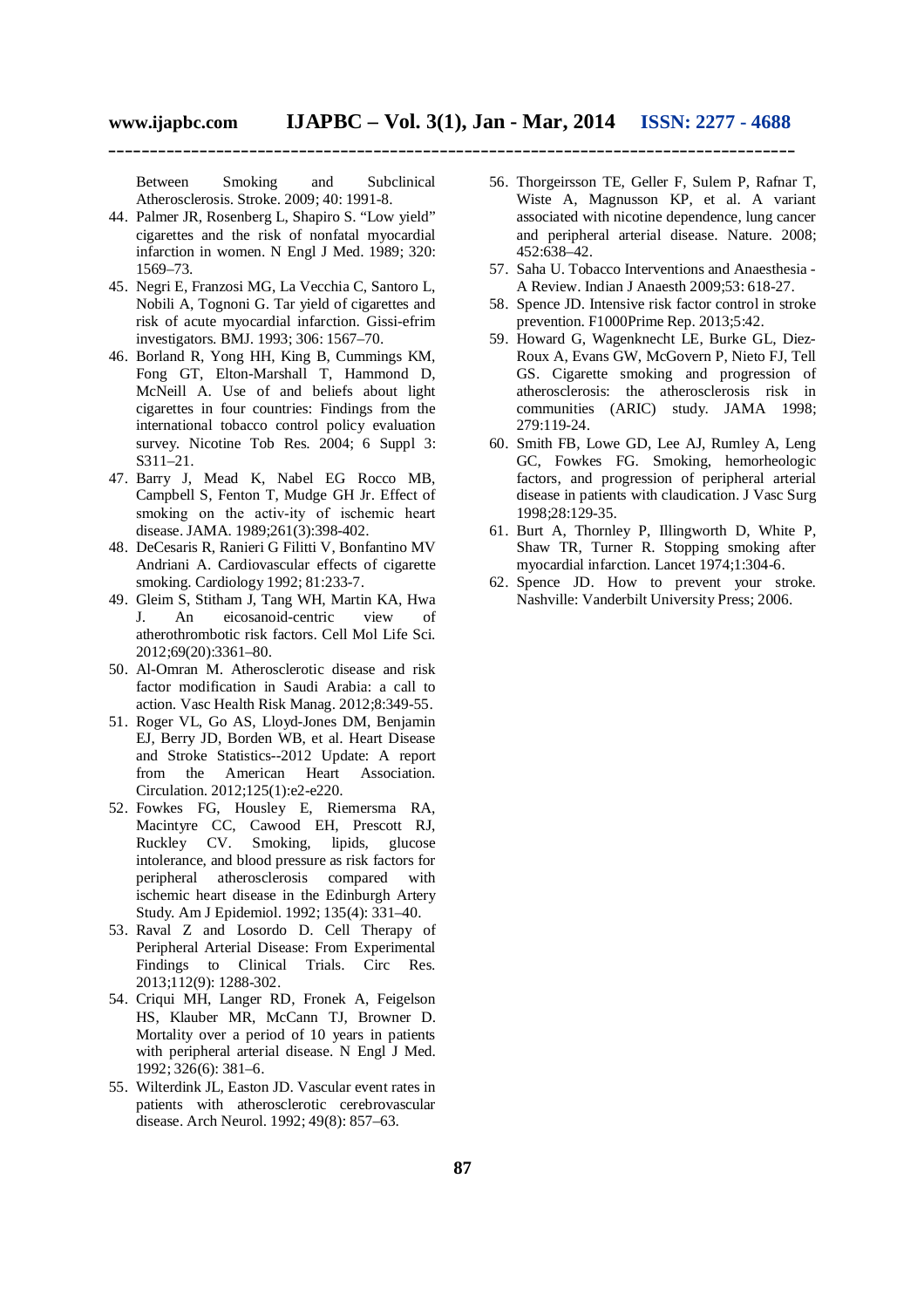Between Smoking and Subclinical Atherosclerosis. Stroke. 2009; 40: 1991-8.

44. Palmer JR, Rosenberg L, Shapiro S. "Low yield" cigarettes and the risk of nonfatal myocardial infarction in women. N Engl J Med. 1989; 320: 1569–73.
45. Negri E, Franzosi MG, La Vecchia C, Santoro L, Nobili A, Tognoni G. Tar yield of cigarettes and risk of acute myocardial infarction. Gissi-efrim investigators. BMJ. 1993; 306: 1567–70.
46. Borland R, Yong HH, King B, Cummings KM, Fong GT, Elton-Marshall T, Hammond D, McNeill A. Use of and beliefs about light cigarettes in four countries: Findings from the international tobacco control policy evaluation survey. Nicotine Tob Res. 2004; 6 Suppl 3: S311–21.
47. Barry J, Mead K, Nabel EG Rocco MB, Campbell S, Fenton T, Mudge GH Jr. Effect of smoking on the activ-ity of ischemic heart disease. JAMA. 1989;261(3):398-402.
48. DeCesaris R, Ranieri G Filitti V, Bonfantino MV Andriani A. Cardiovascular effects of cigarette smoking. Cardiology 1992; 81:233-7.
49. Gleim S, Stitham J, Tang WH, Martin KA, Hwa J. An eicosanoid-centric view of atherothrombotic risk factors. Cell Mol Life Sci. 2012;69(20):3361–80.
50. Al-Omran M. Atherosclerotic disease and risk factor modification in Saudi Arabia: a call to action. Vasc Health Risk Manag. 2012;8:349-55.
51. Roger VL, Go AS, Lloyd-Jones DM, Benjamin EJ, Berry JD, Borden WB, et al. Heart Disease and Stroke Statistics--2012 Update: A report from the American Heart Association. Circulation. 2012;125(1):e2-e220.
52. Fowkes FG, Housley E, Riemersma RA, Macintyre CC, Cawood EH, Prescott RJ, Ruckley CV. Smoking, lipids, glucose intolerance, and blood pressure as risk factors for peripheral atherosclerosis compared with ischemic heart disease in the Edinburgh Artery Study. Am J Epidemiol. 1992; 135(4): 331–40.
53. Raval Z and Losordo D. Cell Therapy of Peripheral Arterial Disease: From Experimental Findings to Clinical Trials. Circ Res. 2013;112(9): 1288-302.
54. Criqui MH, Langer RD, Fronek A, Feigelson HS, Klauber MR, McCann TJ, Browner D. Mortality over a period of 10 years in patients with peripheral arterial disease. N Engl J Med. 1992; 326(6): 381–6.
55. Wilterdink JL, Easton JD. Vascular event rates in patients with atherosclerotic cerebrovascular disease. Arch Neurol. 1992; 49(8): 857–63.
56. Thorgeirsson TE, Geller F, Sulem P, Rafnar T, Wiste A, Magnusson KP, et al. A variant associated with nicotine dependence, lung cancer and peripheral arterial disease. Nature. 2008; 452:638–42.
57. Saha U. Tobacco Interventions and Anaesthesia - A Review. Indian J Anaesth 2009;53: 618-27.
58. Spence JD. Intensive risk factor control in stroke prevention. F1000Prime Rep. 2013;5:42.
59. Howard G, Wagenknecht LE, Burke GL, Diez-Roux A, Evans GW, McGovern P, Nieto FJ, Tell GS. Cigarette smoking and progression of atherosclerosis: the atherosclerosis risk in communities (ARIC) study. JAMA 1998; 279:119-24.
60. Smith FB, Lowe GD, Lee AJ, Rumley A, Leng GC, Fowkes FG. Smoking, hemorheologic factors, and progression of peripheral arterial disease in patients with claudication. J Vasc Surg 1998;28:129-35.
61. Burt A, Thornley P, Illingworth D, White P, Shaw TR, Turner R. Stopping smoking after myocardial infarction. Lancet 1974;1:304-6.
62. Spence JD. How to prevent your stroke. Nashville: Vanderbilt University Press; 2006.